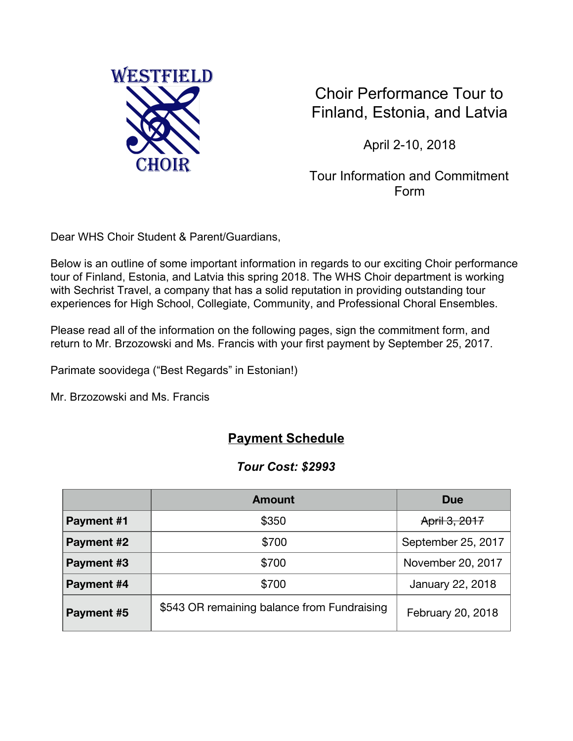WESTFIELD CHOIR

# Choir Performance Tour to Finland, Estonia, and Latvia

April 2-10, 2018

Tour Information and Commitment Form

Dear WHS Choir Student & Parent/Guardians,

Below is an outline of some important information in regards to our exciting Choir performance tour of Finland, Estonia, and Latvia this spring 2018. The WHS Choir department is working with Sechrist Travel, a company that has a solid reputation in providing outstanding tour experiences for High School, Collegiate, Community, and Professional Choral Ensembles.

Please read all of the information on the following pages, sign the commitment form, and return to Mr. Brzozowski and Ms. Francis with your first payment by September 25, 2017.

Parimate soovidega ("Best Regards" in Estonian!)

Mr. Brzozowski and Ms. Francis

## <u>Payment Schedule</u>

***Tour Cost: $2993***

| | Amount | Due |
|---|---|---|
| **Payment #1** | $350 | ~~April 3, 2017~~ |
| **Payment #2** | $700 | September 25, 2017 |
| **Payment #3** | $700 | November 20, 2017 |
| **Payment #4** | $700 | January 22, 2018 |
| **Payment #5** | $543 OR remaining balance from Fundraising | February 20, 2018 |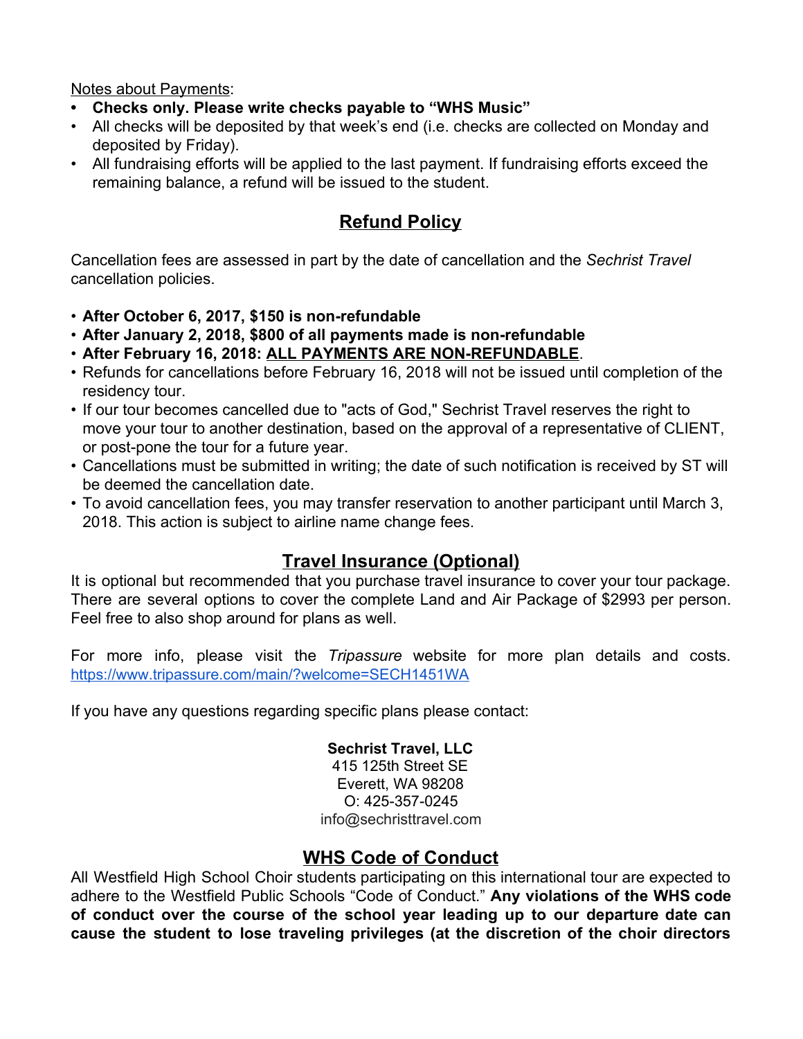<u>Notes about Payments</u>:

- **Checks only. Please write checks payable to "WHS Music"**
- All checks will be deposited by that week's end (i.e. checks are collected on Monday and deposited by Friday).
- All fundraising efforts will be applied to the last payment. If fundraising efforts exceed the remaining balance, a refund will be issued to the student.

## Refund Policy

Cancellation fees are assessed in part by the date of cancellation and the *Sechrist Travel* cancellation policies.

- **After October 6, 2017, $150 is non-refundable**
- **After January 2, 2018, $800 of all payments made is non-refundable**
- **After February 16, 2018: <u>ALL PAYMENTS ARE NON-REFUNDABLE</u>**.
- Refunds for cancellations before February 16, 2018 will not be issued until completion of the residency tour.
- If our tour becomes cancelled due to "acts of God," Sechrist Travel reserves the right to move your tour to another destination, based on the approval of a representative of CLIENT, or post-pone the tour for a future year.
- Cancellations must be submitted in writing; the date of such notification is received by ST will be deemed the cancellation date.
- To avoid cancellation fees, you may transfer reservation to another participant until March 3, 2018. This action is subject to airline name change fees.

## Travel Insurance (Optional)

It is optional but recommended that you purchase travel insurance to cover your tour package. There are several options to cover the complete Land and Air Package of $2993 per person. Feel free to also shop around for plans as well.

For more info, please visit the *Tripassure* website for more plan details and costs. https://www.tripassure.com/main/?welcome=SECH1451WA

If you have any questions regarding specific plans please contact:

**Sechrist Travel, LLC**
415 125th Street SE
Everett, WA 98208
O: 425-357-0245
info@sechristtravel.com

## WHS Code of Conduct

All Westfield High School Choir students participating on this international tour are expected to adhere to the Westfield Public Schools "Code of Conduct." **Any violations of the WHS code of conduct over the course of the school year leading up to our departure date can cause the student to lose traveling privileges (at the discretion of the choir directors**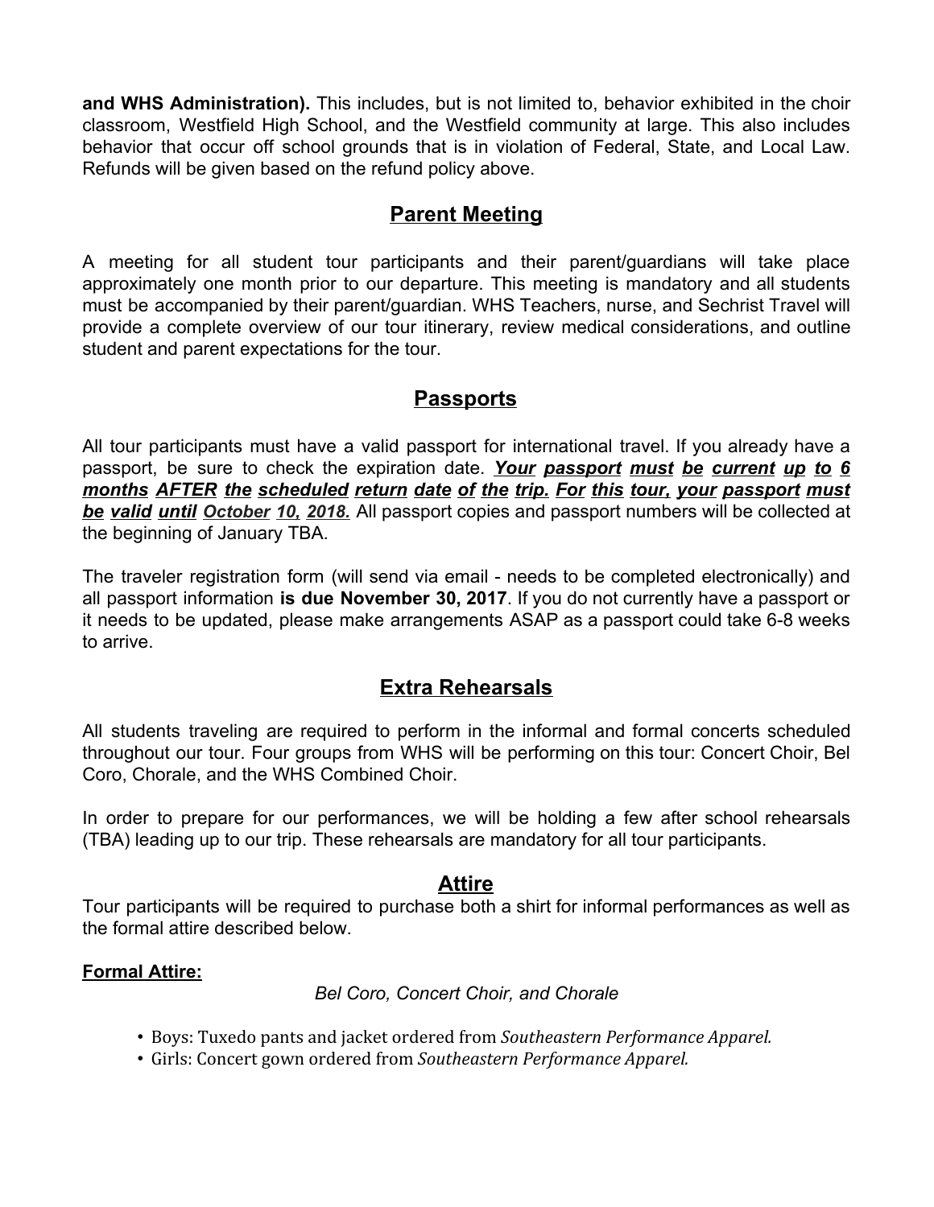**and WHS Administration).** This includes, but is not limited to, behavior exhibited in the choir classroom, Westfield High School, and the Westfield community at large. This also includes behavior that occur off school grounds that is in violation of Federal, State, and Local Law. Refunds will be given based on the refund policy above.

## Parent Meeting

A meeting for all student tour participants and their parent/guardians will take place approximately one month prior to our departure. This meeting is mandatory and all students must be accompanied by their parent/guardian. WHS Teachers, nurse, and Sechrist Travel will provide a complete overview of our tour itinerary, review medical considerations, and outline student and parent expectations for the tour.

## Passports

All tour participants must have a valid passport for international travel. If you already have a passport, be sure to check the expiration date. ***Your passport must be current up to 6 months AFTER the scheduled return date of the trip. For this tour, your passport must be valid until October 10, 2018.*** All passport copies and passport numbers will be collected at the beginning of January TBA.

The traveler registration form (will send via email - needs to be completed electronically) and all passport information **is due November 30, 2017**. If you do not currently have a passport or it needs to be updated, please make arrangements ASAP as a passport could take 6-8 weeks to arrive.

## Extra Rehearsals

All students traveling are required to perform in the informal and formal concerts scheduled throughout our tour. Four groups from WHS will be performing on this tour: Concert Choir, Bel Coro, Chorale, and the WHS Combined Choir.

In order to prepare for our performances, we will be holding a few after school rehearsals (TBA) leading up to our trip. These rehearsals are mandatory for all tour participants.

## Attire

Tour participants will be required to purchase both a shirt for informal performances as well as the formal attire described below.

**Formal Attire:**

*Bel Coro, Concert Choir, and Chorale*

- Boys: Tuxedo pants and jacket ordered from *Southeastern Performance Apparel.*
- Girls: Concert gown ordered from *Southeastern Performance Apparel.*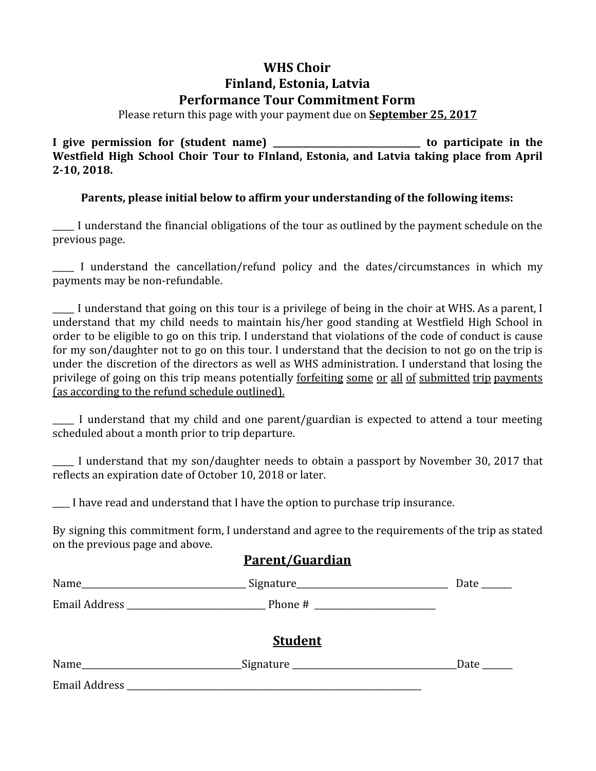# WHS Choir
# Finland, Estonia, Latvia
# Performance Tour Commitment Form

Please return this page with your payment due on **<u>September 25, 2017</u>**

**I give permission for (student name) ________________________________ to participate in the Westfield High School Choir Tour to FInland, Estonia, and Latvia taking place from April 2-10, 2018.**

**Parents, please initial below to affirm your understanding of the following items:**

_____ I understand the financial obligations of the tour as outlined by the payment schedule on the previous page.

_____ I understand the cancellation/refund policy and the dates/circumstances in which my payments may be non-refundable.

_____ I understand that going on this tour is a privilege of being in the choir at WHS. As a parent, I understand that my child needs to maintain his/her good standing at Westfield High School in order to be eligible to go on this trip. I understand that violations of the code of conduct is cause for my son/daughter not to go on this tour. I understand that the decision to not go on the trip is under the discretion of the directors as well as WHS administration. I understand that losing the privilege of going on this trip means potentially <u>forfeiting some or all of submitted trip payments (as according to the refund schedule outlined).</u>

_____ I understand that my child and one parent/guardian is expected to attend a tour meeting scheduled about a month prior to trip departure.

_____ I understand that my son/daughter needs to obtain a passport by November 30, 2017 that reflects an expiration date of October 10, 2018 or later.

____ I have read and understand that I have the option to purchase trip insurance.

By signing this commitment form, I understand and agree to the requirements of the trip as stated on the previous page and above.

## <u>Parent/Guardian</u>

Name_____________________________________ Signature_________________________________ Date _______

Email Address _______________________________ Phone # ___________________________

## <u>Student</u>

Name___________________________________Signature _____________________________________Date _______

Email Address ____________________________________________________________________